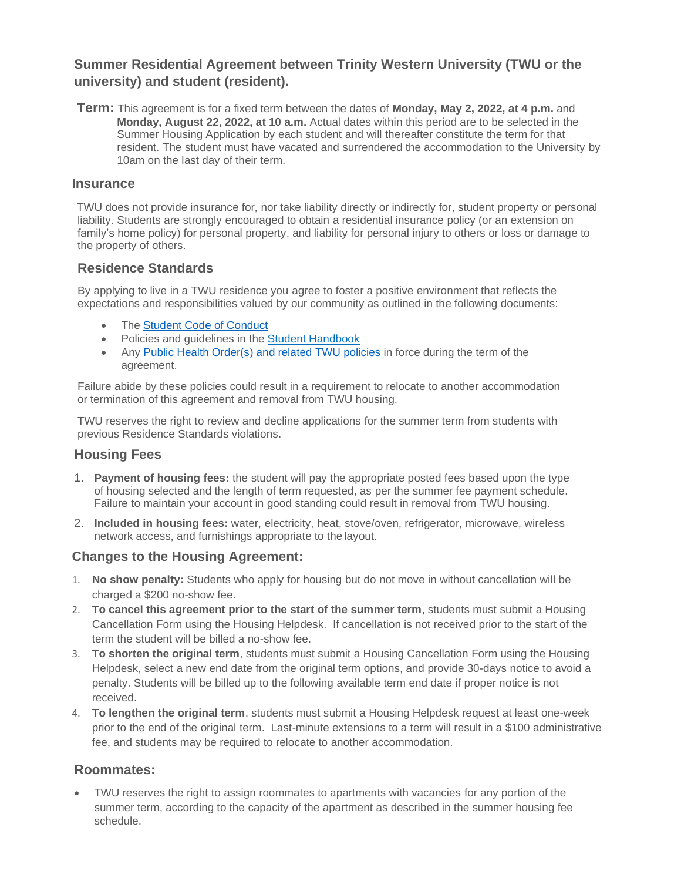## Summary Residential Agreement between Trinity Western University (TWU or the university) and student (resident).

**Term:** This agreement is for a fixed term between the dates of **Monday, May 2, 2022, at 4 p.m.** and **Monday, August 22, 2022, at 10 a.m.** Actual dates within this period are to be selected in the Summer Housing Application by each student and will thereafter constitute the term for that resident. The student must have vacated and surrendered the accommodation to the University by 10am on the last day of their term.

### Insurance

TWU does not provide insurance for, nor take liability directly or indirectly for, student property or personal liability. Students are strongly encouraged to obtain a residential insurance policy (or an extension on family's home policy) for personal property, and liability for personal injury to others or loss or damage to the property of others.

### Residence Standards

By applying to live in a TWU residence you agree to foster a positive environment that reflects the expectations and responsibilities valued by our community as outlined in the following documents:

- The Student Code of Conduct
- Policies and guidelines in the Student Handbook
- Any Public Health Order(s) and related TWU policies in force during the term of the agreement.

Failure abide by these policies could result in a requirement to relocate to another accommodation or termination of this agreement and removal from TWU housing.

TWU reserves the right to review and decline applications for the summer term from students with previous Residence Standards violations.

### Housing Fees

1. **Payment of housing fees:** the student will pay the appropriate posted fees based upon the type of housing selected and the length of term requested, as per the summer fee payment schedule. Failure to maintain your account in good standing could result in removal from TWU housing.
2. **Included in housing fees:** water, electricity, heat, stove/oven, refrigerator, microwave, wireless network access, and furnishings appropriate to the layout.

### Changes to the Housing Agreement:

1. **No show penalty:** Students who apply for housing but do not move in without cancellation will be charged a $200 no-show fee.
2. **To cancel this agreement prior to the start of the summer term**, students must submit a Housing Cancellation Form using the Housing Helpdesk. If cancellation is not received prior to the start of the term the student will be billed a no-show fee.
3. **To shorten the original term**, students must submit a Housing Cancellation Form using the Housing Helpdesk, select a new end date from the original term options, and provide 30-days notice to avoid a penalty. Students will be billed up to the following available term end date if proper notice is not received.
4. **To lengthen the original term**, students must submit a Housing Helpdesk request at least one-week prior to the end of the original term. Last-minute extensions to a term will result in a $100 administrative fee, and students may be required to relocate to another accommodation.

### Roommates:

- TWU reserves the right to assign roommates to apartments with vacancies for any portion of the summer term, according to the capacity of the apartment as described in the summer housing fee schedule.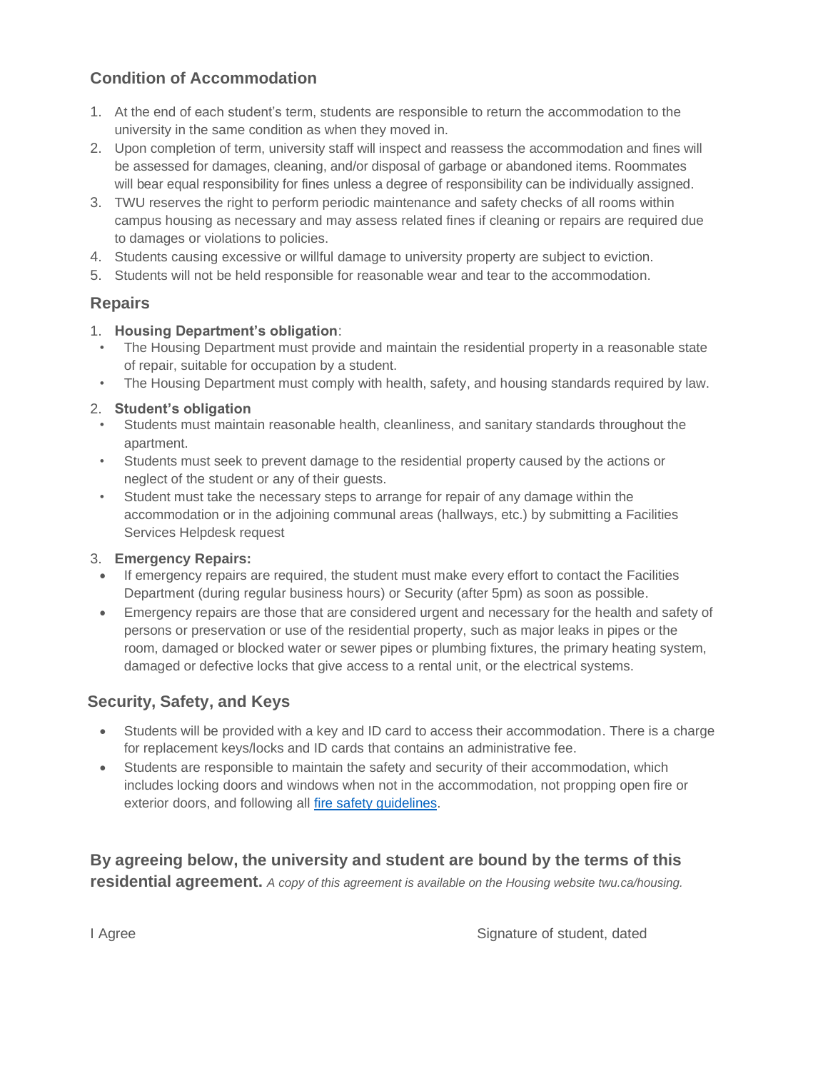## Condition of Accommodation

1. At the end of each student's term, students are responsible to return the accommodation to the university in the same condition as when they moved in.
2. Upon completion of term, university staff will inspect and reassess the accommodation and fines will be assessed for damages, cleaning, and/or disposal of garbage or abandoned items. Roommates will bear equal responsibility for fines unless a degree of responsibility can be individually assigned.
3. TWU reserves the right to perform periodic maintenance and safety checks of all rooms within campus housing as necessary and may assess related fines if cleaning or repairs are required due to damages or violations to policies.
4. Students causing excessive or willful damage to university property are subject to eviction.
5. Students will not be held responsible for reasonable wear and tear to the accommodation.

## Repairs

1. **Housing Department's obligation**:
   - The Housing Department must provide and maintain the residential property in a reasonable state of repair, suitable for occupation by a student.
   - The Housing Department must comply with health, safety, and housing standards required by law.
2. **Student's obligation**
   - Students must maintain reasonable health, cleanliness, and sanitary standards throughout the apartment.
   - Students must seek to prevent damage to the residential property caused by the actions or neglect of the student or any of their guests.
   - Student must take the necessary steps to arrange for repair of any damage within the accommodation or in the adjoining communal areas (hallways, etc.) by submitting a Facilities Services Helpdesk request
3. **Emergency Repairs:**
   - If emergency repairs are required, the student must make every effort to contact the Facilities Department (during regular business hours) or Security (after 5pm) as soon as possible.
   - Emergency repairs are those that are considered urgent and necessary for the health and safety of persons or preservation or use of the residential property, such as major leaks in pipes or the room, damaged or blocked water or sewer pipes or plumbing fixtures, the primary heating system, damaged or defective locks that give access to a rental unit, or the electrical systems.

## Security, Safety, and Keys

- Students will be provided with a key and ID card to access their accommodation. There is a charge for replacement keys/locks and ID cards that contains an administrative fee.
- Students are responsible to maintain the safety and security of their accommodation, which includes locking doors and windows when not in the accommodation, not propping open fire or exterior doors, and following all [fire safety guidelines](fire safety guidelines).

**By agreeing below, the university and student are bound by the terms of this residential agreement.** *A copy of this agreement is available on the Housing website twu.ca/housing.*

I Agree

Signature of student, dated